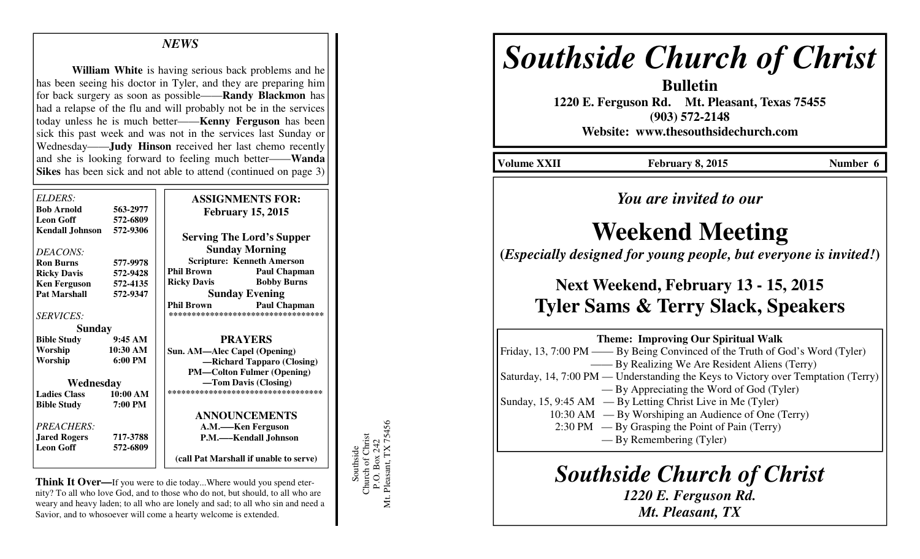## NEWS

**William White** is having serious back problems and he has been seeing his doctor in Tyler, and they are preparing him for back surgery as soon as possible——**Randy Blackmon** has had a relapse of the flu and will probably not be in the services today unless he is much better——**Kenny Ferguson** has been sick this past week and was not in the services last Sunday or Wednesday——**Judy Hinson** received her last chemo recently and she is looking forward to feeling much better——**Wanda Sikes** has been sick and not able to attend (continued on page 3)

*ELDERS:*

| | |
|---|---|
| **Bob Arnold** | **563-2977** |
| **Leon Goff** | **572-6809** |
| **Kendall Johnson** | **572-9306** |

*DEACONS:*

| | |
|---|---|
| **Ron Burns** | **577-9978** |
| **Ricky Davis** | **572-9428** |
| **Ken Ferguson** | **572-4135** |
| **Pat Marshall** | **572-9347** |

*SERVICES:*

**Sunday**

| | |
|---|---|
| **Bible Study** | **9:45 AM** |
| **Worship** | **10:30 AM** |
| **Worship** | **6:00 PM** |

**Wednesday**

| | |
|---|---|
| **Ladies Class** | **10:00 AM** |
| **Bible Study** | **7:00 PM** |

*PREACHERS:*

| | |
|---|---|
| **Jared Rogers** | **717-3788** |
| **Leon Goff** | **572-6809** |

**ASSIGNMENTS FOR: February 15, 2015**

**Serving The Lord's Supper**

**Sunday Morning**

**Scripture: Kenneth Amerson**

| | |
|---|---|
| **Phil Brown** | **Paul Chapman** |
| **Ricky Davis** | **Bobby Burns** |

**Sunday Evening**

| | |
|---|---|
| **Phil Brown** | **Paul Chapman** |

**********************************

**PRAYERS**

**Sun. AM—Alec Capel (Opening)**
**—Richard Tapparo (Closing)**
**PM—Colton Fulmer (Opening)**
**—Tom Davis (Closing)**

**********************************

**ANNOUNCEMENTS**

**A.M.——Ken Ferguson**
**P.M.——Kendall Johnson**

**(call Pat Marshall if unable to serve)**

**Think It Over—**If you were to die today...Where would you spend eternity? To all who love God, and to those who do not, but should, to all who are weary and heavy laden; to all who are lonely and sad; to all who sin and need a Savior, and to whosoever will come a hearty welcome is extended.

Southside
Church of Christ
P.O. Box 242
Mt. Pleasant, TX 75456

# *Southside Church of Christ*

**Bulletin**

**1220 E. Ferguson Rd. Mt. Pleasant, Texas 75455**
**(903) 572-2148**
**Website: www.thesouthsidechurch.com**

**Volume XXII** **February 8, 2015** **Number 6**

*You are invited to our*

# Weekend Meeting

**(*Especially designed for young people, but everyone is invited!*)**

## Next Weekend, February 13 - 15, 2015
## Tyler Sams & Terry Slack, Speakers

**Theme: Improving Our Spiritual Walk**

Friday, 13, 7:00 PM —— By Being Convinced of the Truth of God's Word (Tyler)
—— By Realizing We Are Resident Aliens (Terry)
Saturday, 14, 7:00 PM — Understanding the Keys to Victory over Temptation (Terry)
— By Appreciating the Word of God (Tyler)
Sunday, 15, 9:45 AM — By Letting Christ Live in Me (Tyler)
10:30 AM — By Worshiping an Audience of One (Terry)
2:30 PM — By Grasping the Point of Pain (Terry)
— By Remembering (Tyler)

## *Southside Church of Christ*

***1220 E. Ferguson Rd.***
***Mt. Pleasant, TX***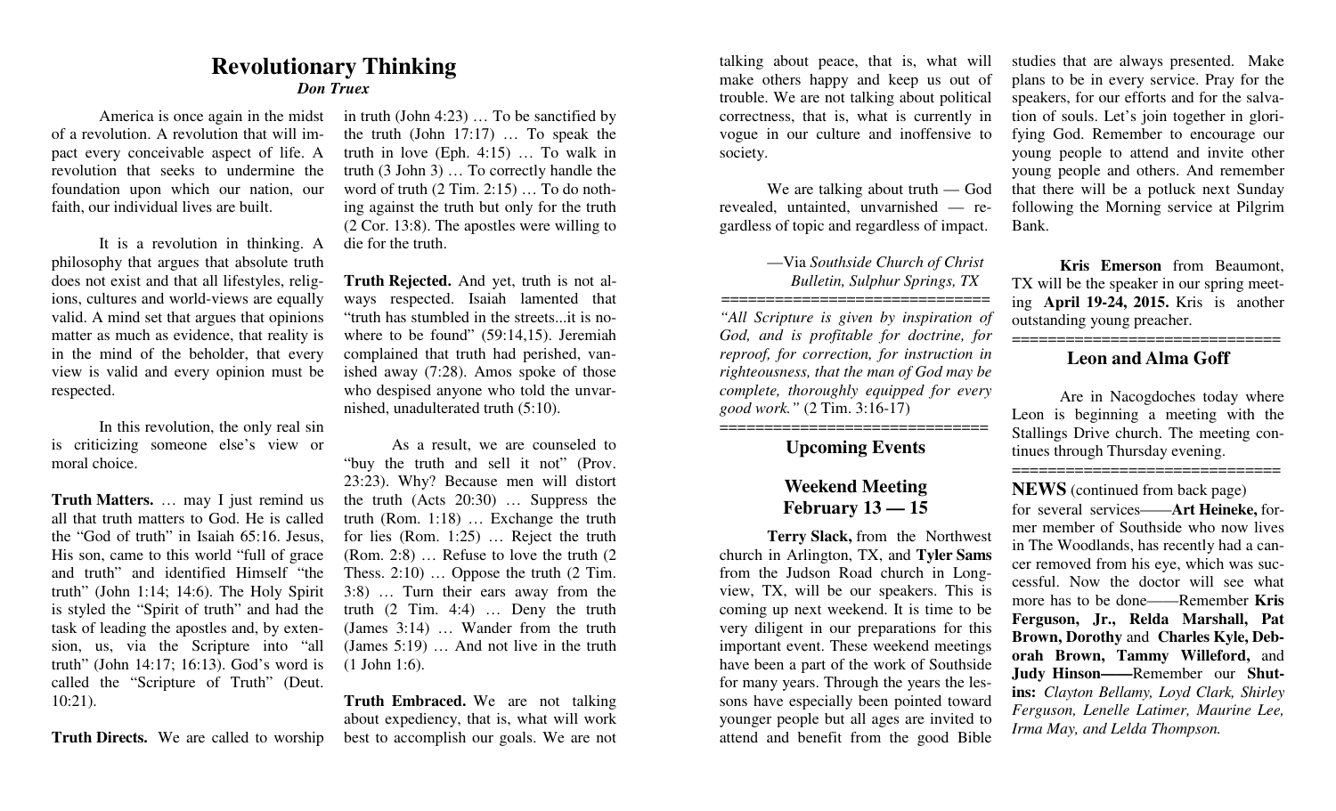# Revolutionary Thinking

***Don Truex***

America is once again in the midst of a revolution. A revolution that will impact every conceivable aspect of life. A revolution that seeks to undermine the foundation upon which our nation, our faith, our individual lives are built.

It is a revolution in thinking. A philosophy that argues that absolute truth does not exist and that all lifestyles, religions, cultures and world-views are equally valid. A mind set that argues that opinions matter as much as evidence, that reality is in the mind of the beholder, that every view is valid and every opinion must be respected.

In this revolution, the only real sin is criticizing someone else's view or moral choice.

**Truth Matters.** … may I just remind us all that truth matters to God. He is called the "God of truth" in Isaiah 65:16. Jesus, His son, came to this world "full of grace and truth" and identified Himself "the truth" (John 1:14; 14:6). The Holy Spirit is styled the "Spirit of truth" and had the task of leading the apostles and, by extension, us, via the Scripture into "all truth" (John 14:17; 16:13). God's word is called the "Scripture of Truth" (Deut. 10:21).

**Truth Directs.** We are called to worship in truth (John 4:23) … To be sanctified by the truth (John 17:17) … To speak the truth in love (Eph. 4:15) … To walk in truth (3 John 3) … To correctly handle the word of truth (2 Tim. 2:15) … To do nothing against the truth but only for the truth (2 Cor. 13:8). The apostles were willing to die for the truth.

**Truth Rejected.** And yet, truth is not always respected. Isaiah lamented that "truth has stumbled in the streets...it is nowhere to be found" (59:14,15). Jeremiah complained that truth had perished, vanished away (7:28). Amos spoke of those who despised anyone who told the unvarnished, unadulterated truth (5:10).

As a result, we are counseled to "buy the truth and sell it not" (Prov. 23:23). Why? Because men will distort the truth (Acts 20:30) … Suppress the truth (Rom. 1:18) … Exchange the truth for lies (Rom. 1:25) … Reject the truth (Rom. 2:8) … Refuse to love the truth (2 Thess. 2:10) … Oppose the truth (2 Tim. 3:8) … Turn their ears away from the truth (2 Tim. 4:4) … Deny the truth (James 3:14) … Wander from the truth (James 5:19) … And not live in the truth (1 John 1:6).

**Truth Embraced.** We are not talking about expediency, that is, what will work best to accomplish our goals. We are not talking about peace, that is, what will make others happy and keep us out of trouble. We are not talking about political correctness, that is, what is currently in vogue in our culture and inoffensive to society.

We are talking about truth — God revealed, untainted, unvarnished — regardless of topic and regardless of impact.

—Via *Southside Church of Christ Bulletin, Sulphur Springs, TX*

==============================

*"All Scripture is given by inspiration of God, and is profitable for doctrine, for reproof, for correction, for instruction in righteousness, that the man of God may be complete, thoroughly equipped for every good work."* (2 Tim. 3:16-17)

==============================

## Upcoming Events

### Weekend Meeting
### February 13 — 15

**Terry Slack,** from the Northwest church in Arlington, TX, and **Tyler Sams** from the Judson Road church in Longview, TX, will be our speakers. This is coming up next weekend. It is time to be very diligent in our preparations for this important event. These weekend meetings have been a part of the work of Southside for many years. Through the years the lessons have especially been pointed toward younger people but all ages are invited to attend and benefit from the good Bible studies that are always presented. Make plans to be in every service. Pray for the speakers, for our efforts and for the salvation of souls. Let's join together in glorifying God. Remember to encourage our young people to attend and invite other young people and others. And remember that there will be a potluck next Sunday following the Morning service at Pilgrim Bank.

**Kris Emerson** from Beaumont, TX will be the speaker in our spring meeting **April 19-24, 2015.** Kris is another outstanding young preacher.

==============================

## Leon and Alma Goff

Are in Nacogdoches today where Leon is beginning a meeting with the Stallings Drive church. The meeting continues through Thursday evening.

==============================

**NEWS** (continued from back page)

for several services——**Art Heineke,** former member of Southside who now lives in The Woodlands, has recently had a cancer removed from his eye, which was successful. Now the doctor will see what more has to be done——Remember **Kris Ferguson, Jr., Relda Marshall, Pat Brown, Dorothy** and **Charles Kyle, Deborah Brown, Tammy Willeford,** and **Judy Hinson——**Remember our **Shut-ins:** *Clayton Bellamy, Loyd Clark, Shirley Ferguson, Lenelle Latimer, Maurine Lee, Irma May, and Lelda Thompson.*